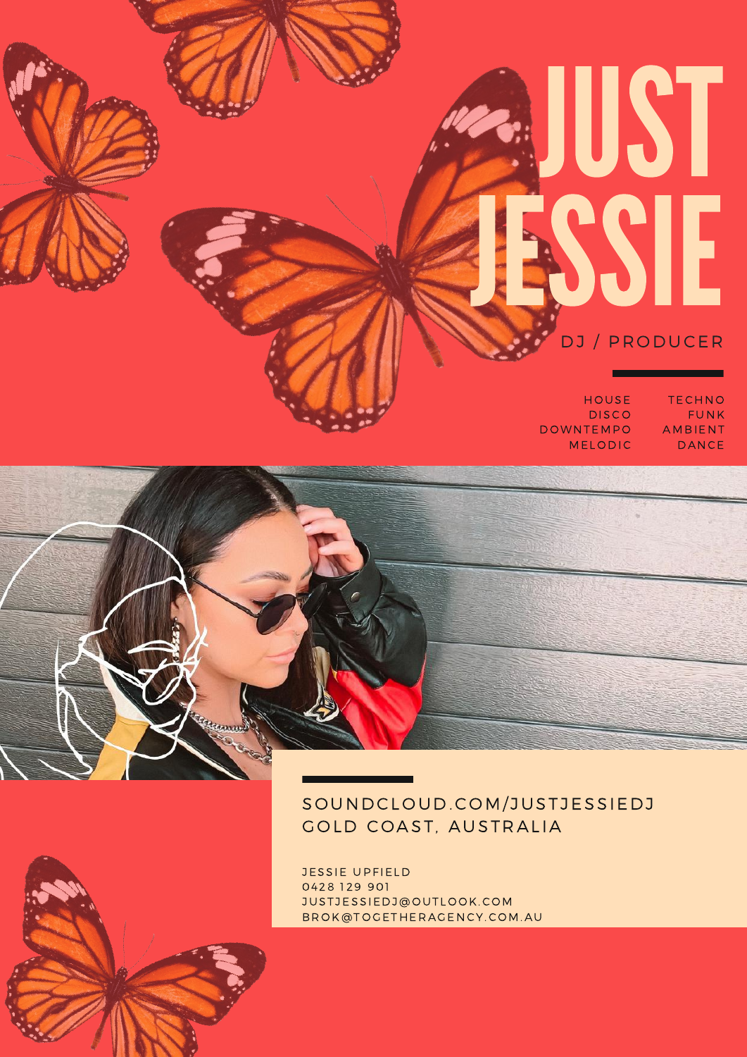# JUST JESSIE

DJ / PRODUCER

HOUSE
DISCO
DOWNTEMPO
MELODIC

TECHNO
FUNK
AMBIENT
DANCE

SOUNDCLOUD.COM/JUSTJESSIEDJ
GOLD COAST, AUSTRALIA

JESSIE UPFIELD
0428 129 901
JUSTJESSIEDJ@OUTLOOK.COM
BROK@TOGETHERAGENCY.COM.AU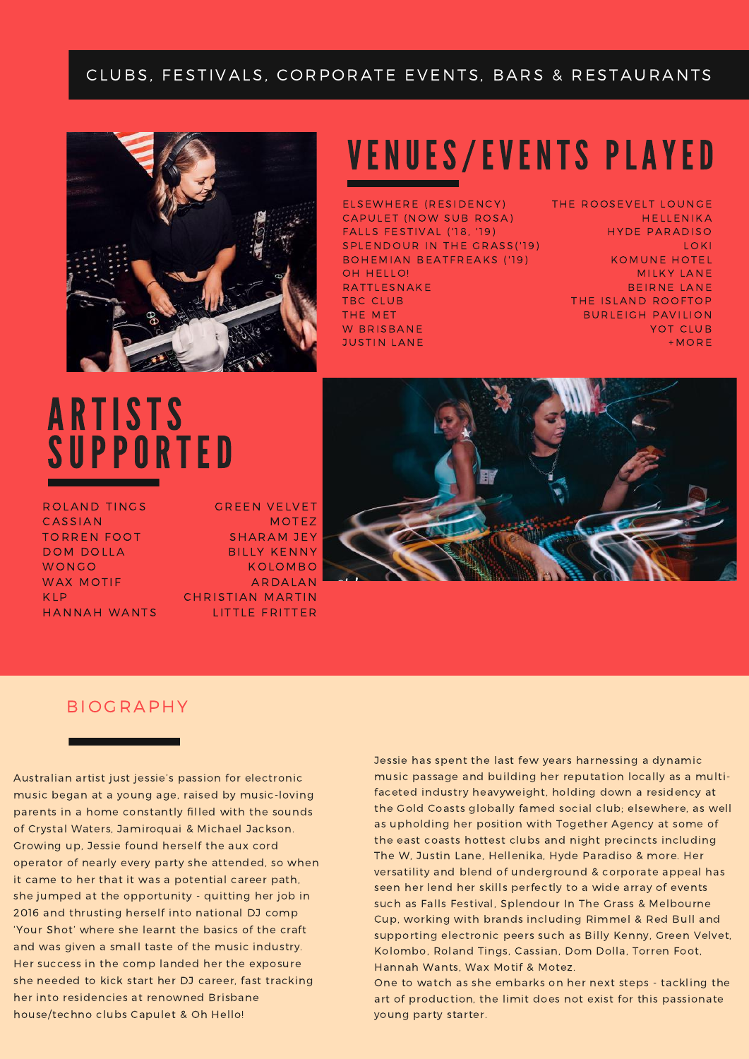CLUBS, FESTIVALS, CORPORATE EVENTS, BARS & RESTAURANTS

# VENUES/EVENTS PLAYED

ELSEWHERE (RESIDENCY)
CAPULET (NOW SUB ROSA)
FALLS FESTIVAL ('18, '19)
SPLENDOUR IN THE GRASS('19)
BOHEMIAN BEATFREAKS ('19)
OH HELLO!
RATTLESNAKE
TBC CLUB
THE MET
W BRISBANE
JUSTIN LANE

THE ROOSEVELT LOUNGE
HELLENIKA
HYDE PARADISO
LOKI
KOMUNE HOTEL
MILKY LANE
BEIRNE LANE
THE ISLAND ROOFTOP
BURLEIGH PAVILION
YOT CLUB
+MORE

# ARTISTS SUPPORTED

ROLAND TINGS
CASSIAN
TORREN FOOT
DOM DOLLA
WONGO
WAX MOTIF
KLP
HANNAH WANTS

GREEN VELVET
MOTEZ
SHARAM JEY
BILLY KENNY
KOLOMBO
ARDALAN
CHRISTIAN MARTIN
LITTLE FRITTER

## BIOGRAPHY

Australian artist just jessie's passion for electronic music began at a young age, raised by music-loving parents in a home constantly filled with the sounds of Crystal Waters, Jamiroquai & Michael Jackson. Growing up, Jessie found herself the aux cord operator of nearly every party she attended, so when it came to her that it was a potential career path, she jumped at the opportunity - quitting her job in 2016 and thrusting herself into national DJ comp 'Your Shot' where she learnt the basics of the craft and was given a small taste of the music industry. Her success in the comp landed her the exposure she needed to kick start her DJ career, fast tracking her into residencies at renowned Brisbane house/techno clubs Capulet & Oh Hello!

Jessie has spent the last few years harnessing a dynamic music passage and building her reputation locally as a multi-faceted industry heavyweight, holding down a residency at the Gold Coasts globally famed social club; elsewhere, as well as upholding her position with Together Agency at some of the east coasts hottest clubs and night precincts including The W, Justin Lane, Hellenika, Hyde Paradiso & more. Her versatility and blend of underground & corporate appeal has seen her lend her skills perfectly to a wide array of events such as Falls Festival, Splendour In The Grass & Melbourne Cup, working with brands including Rimmel & Red Bull and supporting electronic peers such as Billy Kenny, Green Velvet, Kolombo, Roland Tings, Cassian, Dom Dolla, Torren Foot, Hannah Wants, Wax Motif & Motez.
One to watch as she embarks on her next steps - tackling the art of production, the limit does not exist for this passionate young party starter.